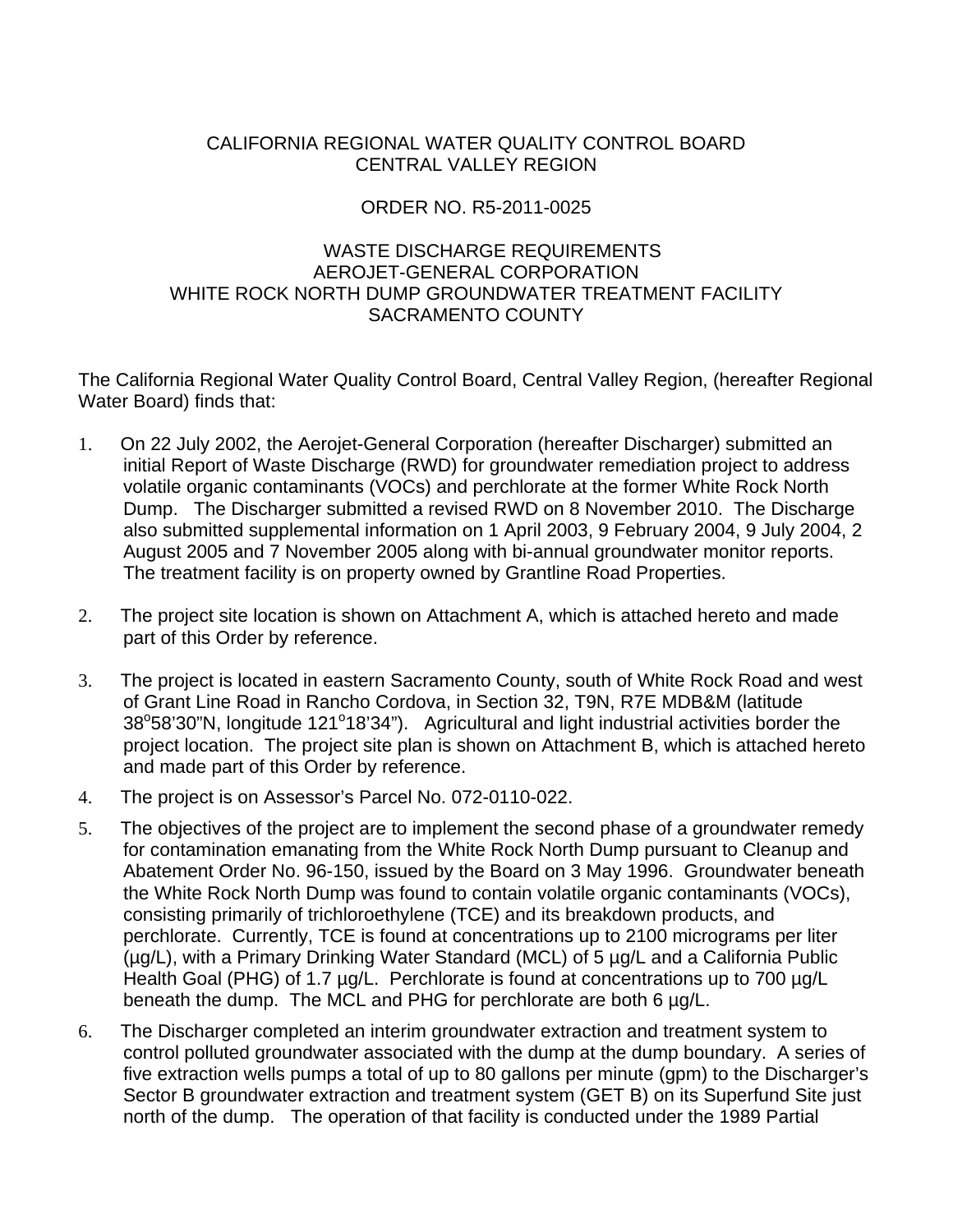CALIFORNIA REGIONAL WATER QUALITY CONTROL BOARD
CENTRAL VALLEY REGION

ORDER NO. R5-2011-0025

WASTE DISCHARGE REQUIREMENTS
AEROJET-GENERAL CORPORATION
WHITE ROCK NORTH DUMP GROUNDWATER TREATMENT FACILITY
SACRAMENTO COUNTY

The California Regional Water Quality Control Board, Central Valley Region, (hereafter Regional Water Board) finds that:

1. On 22 July 2002, the Aerojet-General Corporation (hereafter Discharger) submitted an initial Report of Waste Discharge (RWD) for groundwater remediation project to address volatile organic contaminants (VOCs) and perchlorate at the former White Rock North Dump. The Discharger submitted a revised RWD on 8 November 2010. The Discharge also submitted supplemental information on 1 April 2003, 9 February 2004, 9 July 2004, 2 August 2005 and 7 November 2005 along with bi-annual groundwater monitor reports. The treatment facility is on property owned by Grantline Road Properties.

2. The project site location is shown on Attachment A, which is attached hereto and made part of this Order by reference.

3. The project is located in eastern Sacramento County, south of White Rock Road and west of Grant Line Road in Rancho Cordova, in Section 32, T9N, R7E MDB&M (latitude 38°58'30"N, longitude 121°18'34"). Agricultural and light industrial activities border the project location. The project site plan is shown on Attachment B, which is attached hereto and made part of this Order by reference.

4. The project is on Assessor's Parcel No. 072-0110-022.

5. The objectives of the project are to implement the second phase of a groundwater remedy for contamination emanating from the White Rock North Dump pursuant to Cleanup and Abatement Order No. 96-150, issued by the Board on 3 May 1996. Groundwater beneath the White Rock North Dump was found to contain volatile organic contaminants (VOCs), consisting primarily of trichloroethylene (TCE) and its breakdown products, and perchlorate. Currently, TCE is found at concentrations up to 2100 micrograms per liter (µg/L), with a Primary Drinking Water Standard (MCL) of 5 µg/L and a California Public Health Goal (PHG) of 1.7 µg/L. Perchlorate is found at concentrations up to 700 µg/L beneath the dump. The MCL and PHG for perchlorate are both 6 µg/L.

6. The Discharger completed an interim groundwater extraction and treatment system to control polluted groundwater associated with the dump at the dump boundary. A series of five extraction wells pumps a total of up to 80 gallons per minute (gpm) to the Discharger's Sector B groundwater extraction and treatment system (GET B) on its Superfund Site just north of the dump. The operation of that facility is conducted under the 1989 Partial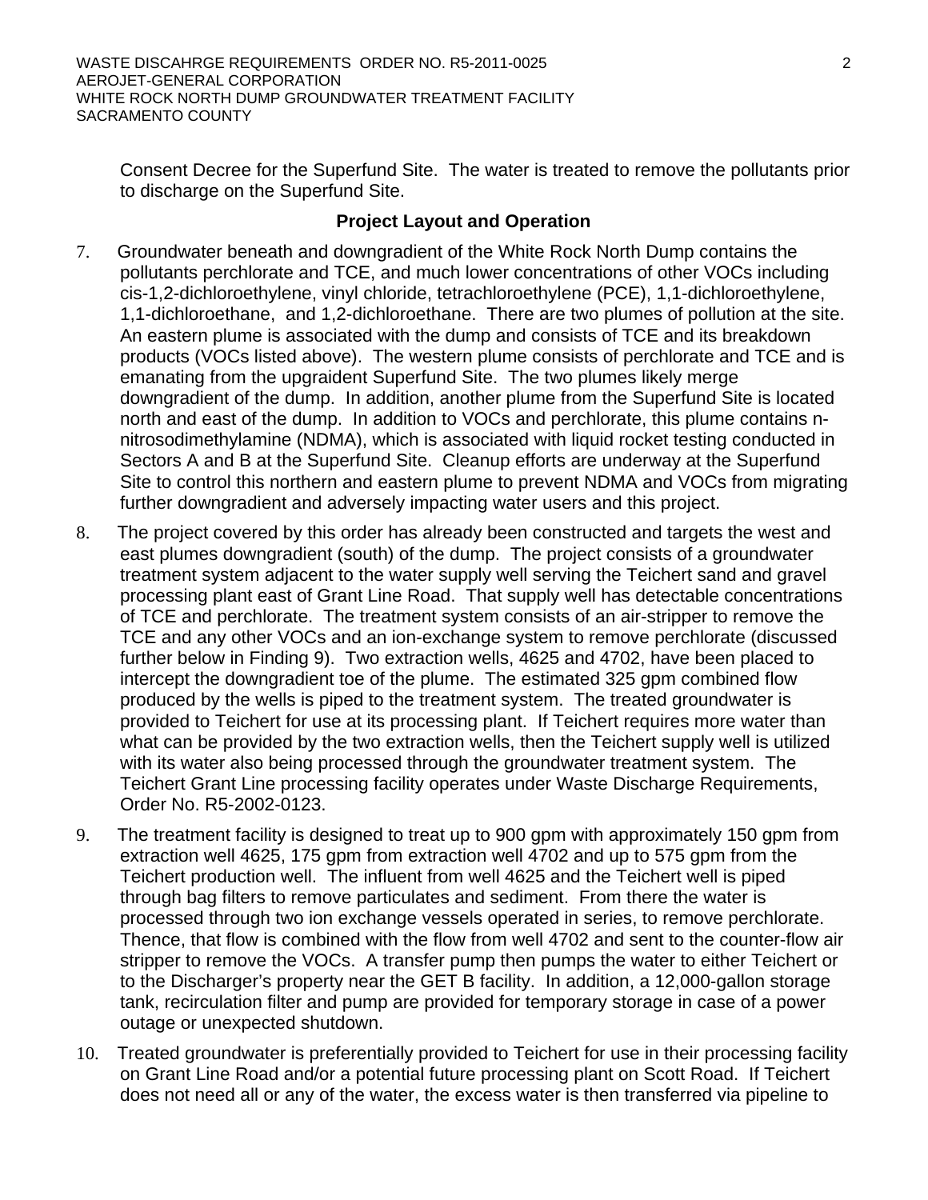Consent Decree for the Superfund Site. The water is treated to remove the pollutants prior to discharge on the Superfund Site.

### Project Layout and Operation

7. Groundwater beneath and downgradient of the White Rock North Dump contains the pollutants perchlorate and TCE, and much lower concentrations of other VOCs including cis-1,2-dichloroethylene, vinyl chloride, tetrachloroethylene (PCE), 1,1-dichloroethylene, 1,1-dichloroethane, and 1,2-dichloroethane. There are two plumes of pollution at the site. An eastern plume is associated with the dump and consists of TCE and its breakdown products (VOCs listed above). The western plume consists of perchlorate and TCE and is emanating from the upgraident Superfund Site. The two plumes likely merge downgradient of the dump. In addition, another plume from the Superfund Site is located north and east of the dump. In addition to VOCs and perchlorate, this plume contains n-nitrosodimethylamine (NDMA), which is associated with liquid rocket testing conducted in Sectors A and B at the Superfund Site. Cleanup efforts are underway at the Superfund Site to control this northern and eastern plume to prevent NDMA and VOCs from migrating further downgradient and adversely impacting water users and this project.

8. The project covered by this order has already been constructed and targets the west and east plumes downgradient (south) of the dump. The project consists of a groundwater treatment system adjacent to the water supply well serving the Teichert sand and gravel processing plant east of Grant Line Road. That supply well has detectable concentrations of TCE and perchlorate. The treatment system consists of an air-stripper to remove the TCE and any other VOCs and an ion-exchange system to remove perchlorate (discussed further below in Finding 9). Two extraction wells, 4625 and 4702, have been placed to intercept the downgradient toe of the plume. The estimated 325 gpm combined flow produced by the wells is piped to the treatment system. The treated groundwater is provided to Teichert for use at its processing plant. If Teichert requires more water than what can be provided by the two extraction wells, then the Teichert supply well is utilized with its water also being processed through the groundwater treatment system. The Teichert Grant Line processing facility operates under Waste Discharge Requirements, Order No. R5-2002-0123.

9. The treatment facility is designed to treat up to 900 gpm with approximately 150 gpm from extraction well 4625, 175 gpm from extraction well 4702 and up to 575 gpm from the Teichert production well. The influent from well 4625 and the Teichert well is piped through bag filters to remove particulates and sediment. From there the water is processed through two ion exchange vessels operated in series, to remove perchlorate. Thence, that flow is combined with the flow from well 4702 and sent to the counter-flow air stripper to remove the VOCs. A transfer pump then pumps the water to either Teichert or to the Discharger's property near the GET B facility. In addition, a 12,000-gallon storage tank, recirculation filter and pump are provided for temporary storage in case of a power outage or unexpected shutdown.

10. Treated groundwater is preferentially provided to Teichert for use in their processing facility on Grant Line Road and/or a potential future processing plant on Scott Road. If Teichert does not need all or any of the water, the excess water is then transferred via pipeline to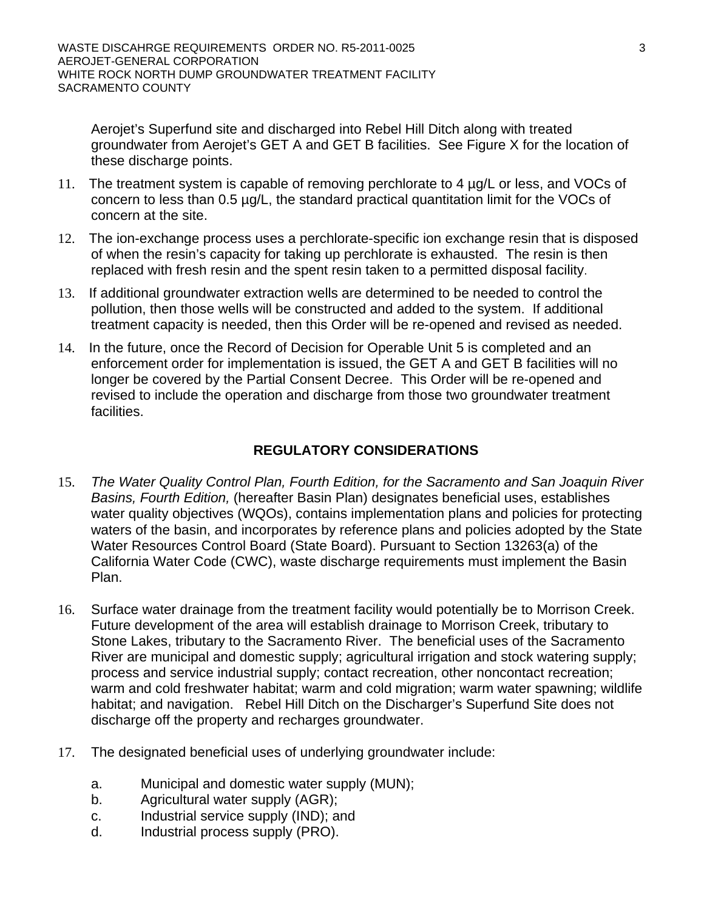Aerojet's Superfund site and discharged into Rebel Hill Ditch along with treated groundwater from Aerojet's GET A and GET B facilities. See Figure X for the location of these discharge points.

11. The treatment system is capable of removing perchlorate to 4 µg/L or less, and VOCs of concern to less than 0.5 µg/L, the standard practical quantitation limit for the VOCs of concern at the site.

12. The ion-exchange process uses a perchlorate-specific ion exchange resin that is disposed of when the resin's capacity for taking up perchlorate is exhausted. The resin is then replaced with fresh resin and the spent resin taken to a permitted disposal facility.

13. If additional groundwater extraction wells are determined to be needed to control the pollution, then those wells will be constructed and added to the system. If additional treatment capacity is needed, then this Order will be re-opened and revised as needed.

14. In the future, once the Record of Decision for Operable Unit 5 is completed and an enforcement order for implementation is issued, the GET A and GET B facilities will no longer be covered by the Partial Consent Decree. This Order will be re-opened and revised to include the operation and discharge from those two groundwater treatment facilities.

## REGULATORY CONSIDERATIONS

15. *The Water Quality Control Plan, Fourth Edition, for the Sacramento and San Joaquin River Basins, Fourth Edition,* (hereafter Basin Plan) designates beneficial uses, establishes water quality objectives (WQOs), contains implementation plans and policies for protecting waters of the basin, and incorporates by reference plans and policies adopted by the State Water Resources Control Board (State Board). Pursuant to Section 13263(a) of the California Water Code (CWC), waste discharge requirements must implement the Basin Plan.

16. Surface water drainage from the treatment facility would potentially be to Morrison Creek. Future development of the area will establish drainage to Morrison Creek, tributary to Stone Lakes, tributary to the Sacramento River. The beneficial uses of the Sacramento River are municipal and domestic supply; agricultural irrigation and stock watering supply; process and service industrial supply; contact recreation, other noncontact recreation; warm and cold freshwater habitat; warm and cold migration; warm water spawning; wildlife habitat; and navigation. Rebel Hill Ditch on the Discharger's Superfund Site does not discharge off the property and recharges groundwater.

17. The designated beneficial uses of underlying groundwater include:

    a. Municipal and domestic water supply (MUN);
    b. Agricultural water supply (AGR);
    c. Industrial service supply (IND); and
    d. Industrial process supply (PRO).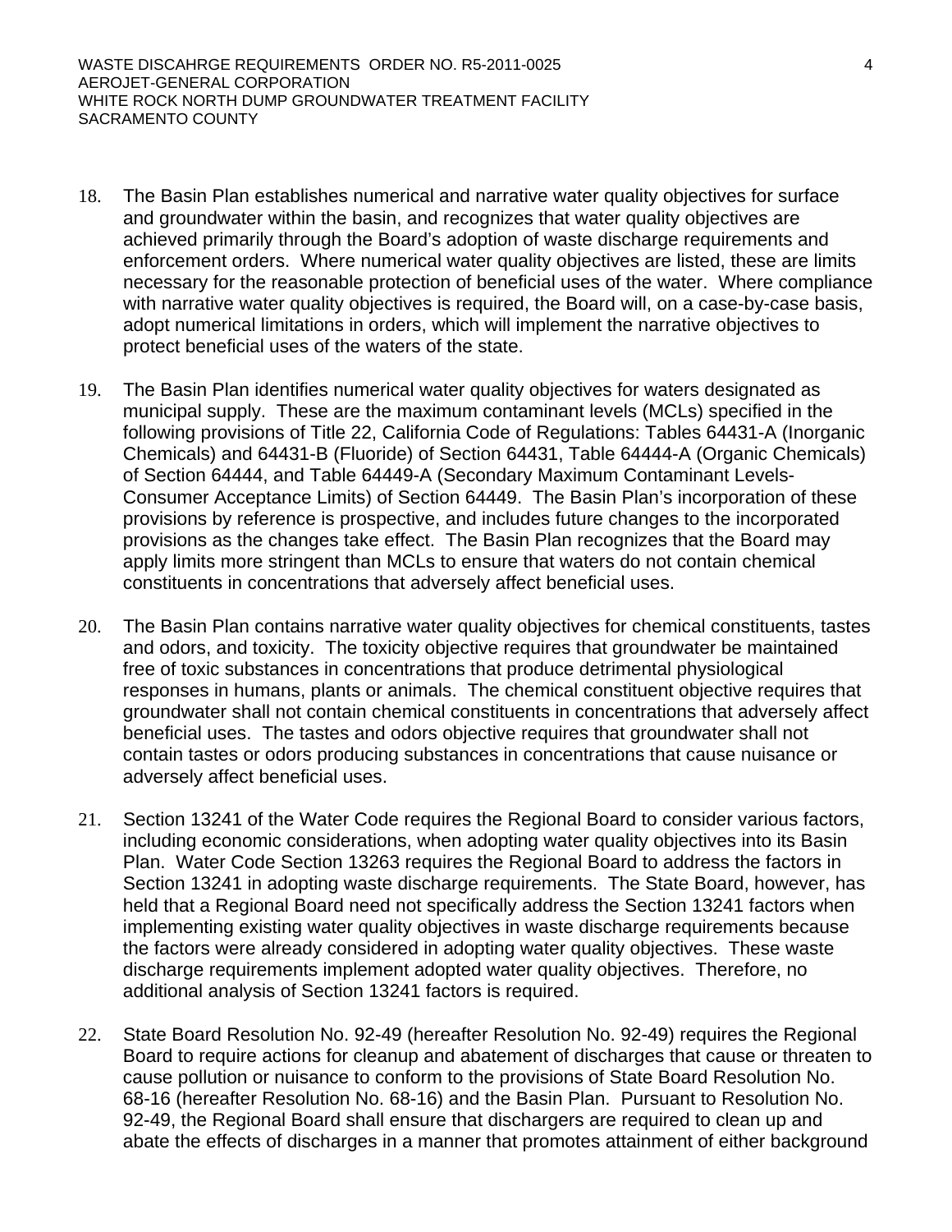18. The Basin Plan establishes numerical and narrative water quality objectives for surface and groundwater within the basin, and recognizes that water quality objectives are achieved primarily through the Board's adoption of waste discharge requirements and enforcement orders. Where numerical water quality objectives are listed, these are limits necessary for the reasonable protection of beneficial uses of the water. Where compliance with narrative water quality objectives is required, the Board will, on a case-by-case basis, adopt numerical limitations in orders, which will implement the narrative objectives to protect beneficial uses of the waters of the state.

19. The Basin Plan identifies numerical water quality objectives for waters designated as municipal supply. These are the maximum contaminant levels (MCLs) specified in the following provisions of Title 22, California Code of Regulations: Tables 64431-A (Inorganic Chemicals) and 64431-B (Fluoride) of Section 64431, Table 64444-A (Organic Chemicals) of Section 64444, and Table 64449-A (Secondary Maximum Contaminant Levels-Consumer Acceptance Limits) of Section 64449. The Basin Plan's incorporation of these provisions by reference is prospective, and includes future changes to the incorporated provisions as the changes take effect. The Basin Plan recognizes that the Board may apply limits more stringent than MCLs to ensure that waters do not contain chemical constituents in concentrations that adversely affect beneficial uses.

20. The Basin Plan contains narrative water quality objectives for chemical constituents, tastes and odors, and toxicity. The toxicity objective requires that groundwater be maintained free of toxic substances in concentrations that produce detrimental physiological responses in humans, plants or animals. The chemical constituent objective requires that groundwater shall not contain chemical constituents in concentrations that adversely affect beneficial uses. The tastes and odors objective requires that groundwater shall not contain tastes or odors producing substances in concentrations that cause nuisance or adversely affect beneficial uses.

21. Section 13241 of the Water Code requires the Regional Board to consider various factors, including economic considerations, when adopting water quality objectives into its Basin Plan. Water Code Section 13263 requires the Regional Board to address the factors in Section 13241 in adopting waste discharge requirements. The State Board, however, has held that a Regional Board need not specifically address the Section 13241 factors when implementing existing water quality objectives in waste discharge requirements because the factors were already considered in adopting water quality objectives. These waste discharge requirements implement adopted water quality objectives. Therefore, no additional analysis of Section 13241 factors is required.

22. State Board Resolution No. 92-49 (hereafter Resolution No. 92-49) requires the Regional Board to require actions for cleanup and abatement of discharges that cause or threaten to cause pollution or nuisance to conform to the provisions of State Board Resolution No. 68-16 (hereafter Resolution No. 68-16) and the Basin Plan. Pursuant to Resolution No. 92-49, the Regional Board shall ensure that dischargers are required to clean up and abate the effects of discharges in a manner that promotes attainment of either background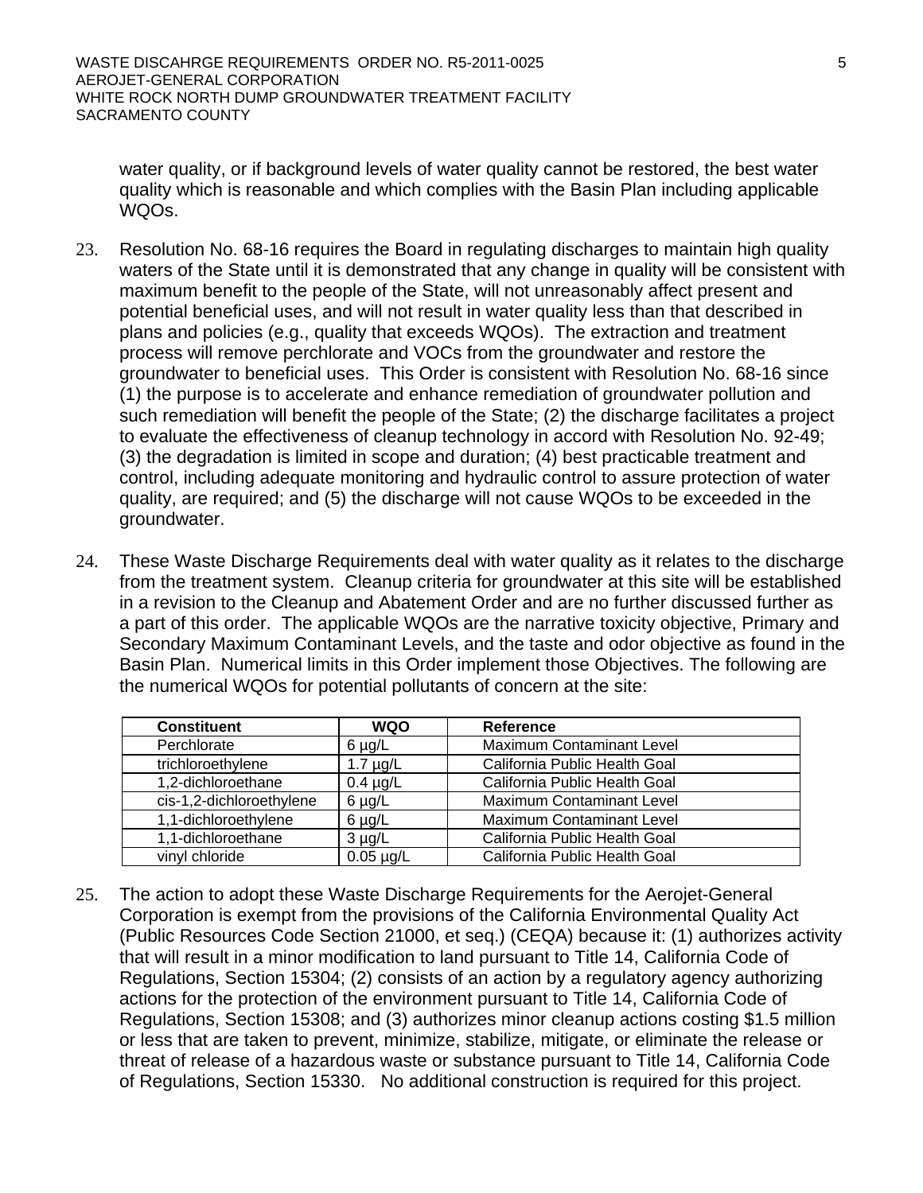water quality, or if background levels of water quality cannot be restored, the best water quality which is reasonable and which complies with the Basin Plan including applicable WQOs.

23. Resolution No. 68-16 requires the Board in regulating discharges to maintain high quality waters of the State until it is demonstrated that any change in quality will be consistent with maximum benefit to the people of the State, will not unreasonably affect present and potential beneficial uses, and will not result in water quality less than that described in plans and policies (e.g., quality that exceeds WQOs). The extraction and treatment process will remove perchlorate and VOCs from the groundwater and restore the groundwater to beneficial uses. This Order is consistent with Resolution No. 68-16 since (1) the purpose is to accelerate and enhance remediation of groundwater pollution and such remediation will benefit the people of the State; (2) the discharge facilitates a project to evaluate the effectiveness of cleanup technology in accord with Resolution No. 92-49; (3) the degradation is limited in scope and duration; (4) best practicable treatment and control, including adequate monitoring and hydraulic control to assure protection of water quality, are required; and (5) the discharge will not cause WQOs to be exceeded in the groundwater.

24. These Waste Discharge Requirements deal with water quality as it relates to the discharge from the treatment system. Cleanup criteria for groundwater at this site will be established in a revision to the Cleanup and Abatement Order and are no further discussed further as a part of this order. The applicable WQOs are the narrative toxicity objective, Primary and Secondary Maximum Contaminant Levels, and the taste and odor objective as found in the Basin Plan. Numerical limits in this Order implement those Objectives. The following are the numerical WQOs for potential pollutants of concern at the site:

| Constituent | WQO | Reference |
|---|---|---|
| Perchlorate | 6 µg/L | Maximum Contaminant Level |
| trichloroethylene | 1.7 µg/L | California Public Health Goal |
| 1,2-dichloroethane | 0.4 µg/L | California Public Health Goal |
| cis-1,2-dichloroethylene | 6 µg/L | Maximum Contaminant Level |
| 1,1-dichloroethylene | 6 µg/L | Maximum Contaminant Level |
| 1,1-dichloroethane | 3 µg/L | California Public Health Goal |
| vinyl chloride | 0.05 µg/L | California Public Health Goal |

25. The action to adopt these Waste Discharge Requirements for the Aerojet-General Corporation is exempt from the provisions of the California Environmental Quality Act (Public Resources Code Section 21000, et seq.) (CEQA) because it: (1) authorizes activity that will result in a minor modification to land pursuant to Title 14, California Code of Regulations, Section 15304; (2) consists of an action by a regulatory agency authorizing actions for the protection of the environment pursuant to Title 14, California Code of Regulations, Section 15308; and (3) authorizes minor cleanup actions costing $1.5 million or less that are taken to prevent, minimize, stabilize, mitigate, or eliminate the release or threat of release of a hazardous waste or substance pursuant to Title 14, California Code of Regulations, Section 15330. No additional construction is required for this project.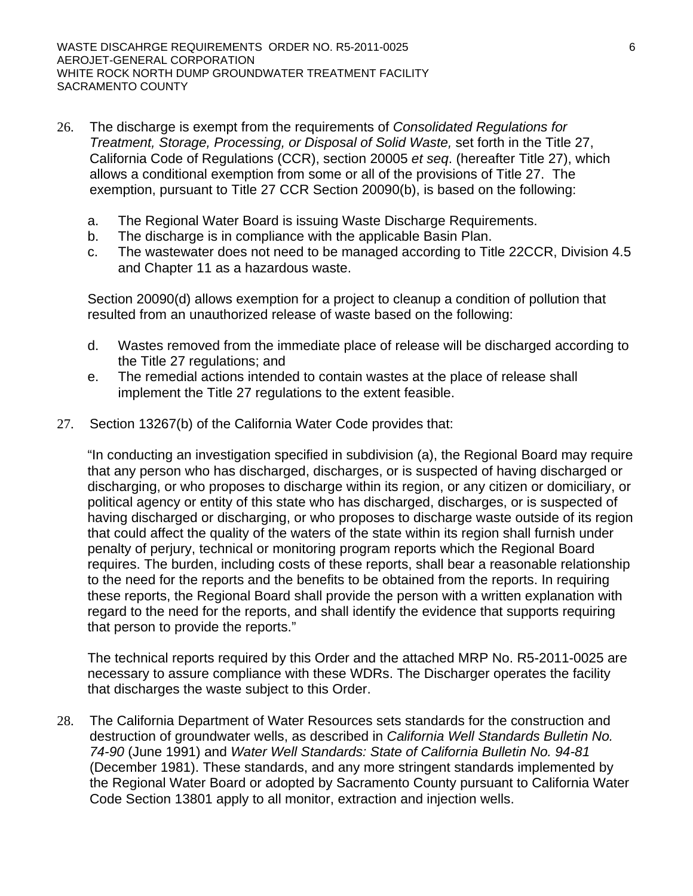26. The discharge is exempt from the requirements of *Consolidated Regulations for Treatment, Storage, Processing, or Disposal of Solid Waste,* set forth in the Title 27, California Code of Regulations (CCR), section 20005 *et seq*. (hereafter Title 27), which allows a conditional exemption from some or all of the provisions of Title 27. The exemption, pursuant to Title 27 CCR Section 20090(b), is based on the following:

    a. The Regional Water Board is issuing Waste Discharge Requirements.
    b. The discharge is in compliance with the applicable Basin Plan.
    c. The wastewater does not need to be managed according to Title 22CCR, Division 4.5 and Chapter 11 as a hazardous waste.

    Section 20090(d) allows exemption for a project to cleanup a condition of pollution that resulted from an unauthorized release of waste based on the following:

    d. Wastes removed from the immediate place of release will be discharged according to the Title 27 regulations; and
    e. The remedial actions intended to contain wastes at the place of release shall implement the Title 27 regulations to the extent feasible.

27. Section 13267(b) of the California Water Code provides that:

    "In conducting an investigation specified in subdivision (a), the Regional Board may require that any person who has discharged, discharges, or is suspected of having discharged or discharging, or who proposes to discharge within its region, or any citizen or domiciliary, or political agency or entity of this state who has discharged, discharges, or is suspected of having discharged or discharging, or who proposes to discharge waste outside of its region that could affect the quality of the waters of the state within its region shall furnish under penalty of perjury, technical or monitoring program reports which the Regional Board requires. The burden, including costs of these reports, shall bear a reasonable relationship to the need for the reports and the benefits to be obtained from the reports. In requiring these reports, the Regional Board shall provide the person with a written explanation with regard to the need for the reports, and shall identify the evidence that supports requiring that person to provide the reports."

    The technical reports required by this Order and the attached MRP No. R5-2011-0025 are necessary to assure compliance with these WDRs. The Discharger operates the facility that discharges the waste subject to this Order.

28. The California Department of Water Resources sets standards for the construction and destruction of groundwater wells, as described in *California Well Standards Bulletin No. 74-90* (June 1991) and *Water Well Standards: State of California Bulletin No. 94-81* (December 1981). These standards, and any more stringent standards implemented by the Regional Water Board or adopted by Sacramento County pursuant to California Water Code Section 13801 apply to all monitor, extraction and injection wells.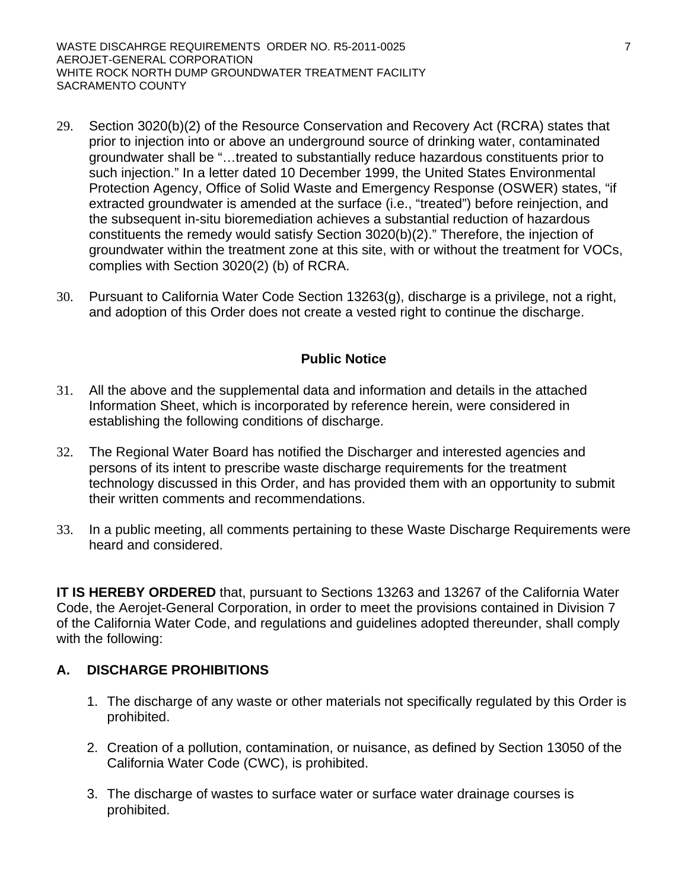29. Section 3020(b)(2) of the Resource Conservation and Recovery Act (RCRA) states that prior to injection into or above an underground source of drinking water, contaminated groundwater shall be "…treated to substantially reduce hazardous constituents prior to such injection." In a letter dated 10 December 1999, the United States Environmental Protection Agency, Office of Solid Waste and Emergency Response (OSWER) states, "if extracted groundwater is amended at the surface (i.e., "treated") before reinjection, and the subsequent in-situ bioremediation achieves a substantial reduction of hazardous constituents the remedy would satisfy Section 3020(b)(2)." Therefore, the injection of groundwater within the treatment zone at this site, with or without the treatment for VOCs, complies with Section 3020(2) (b) of RCRA.

30. Pursuant to California Water Code Section 13263(g), discharge is a privilege, not a right, and adoption of this Order does not create a vested right to continue the discharge.

### Public Notice

31. All the above and the supplemental data and information and details in the attached Information Sheet, which is incorporated by reference herein, were considered in establishing the following conditions of discharge.

32. The Regional Water Board has notified the Discharger and interested agencies and persons of its intent to prescribe waste discharge requirements for the treatment technology discussed in this Order, and has provided them with an opportunity to submit their written comments and recommendations.

33. In a public meeting, all comments pertaining to these Waste Discharge Requirements were heard and considered.

**IT IS HEREBY ORDERED** that, pursuant to Sections 13263 and 13267 of the California Water Code, the Aerojet-General Corporation, in order to meet the provisions contained in Division 7 of the California Water Code, and regulations and guidelines adopted thereunder, shall comply with the following:

## A. DISCHARGE PROHIBITIONS

1. The discharge of any waste or other materials not specifically regulated by this Order is prohibited.

2. Creation of a pollution, contamination, or nuisance, as defined by Section 13050 of the California Water Code (CWC), is prohibited.

3. The discharge of wastes to surface water or surface water drainage courses is prohibited.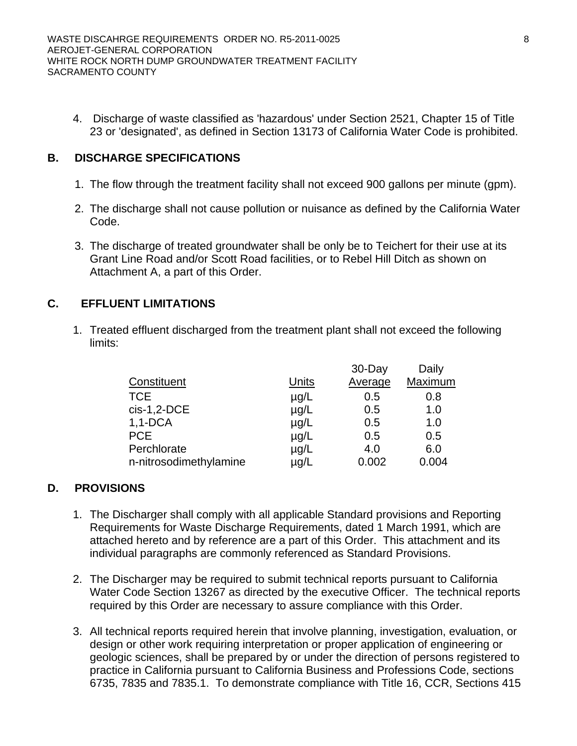4. Discharge of waste classified as 'hazardous' under Section 2521, Chapter 15 of Title 23 or 'designated', as defined in Section 13173 of California Water Code is prohibited.

## B. DISCHARGE SPECIFICATIONS

1. The flow through the treatment facility shall not exceed 900 gallons per minute (gpm).

2. The discharge shall not cause pollution or nuisance as defined by the California Water Code.

3. The discharge of treated groundwater shall be only be to Teichert for their use at its Grant Line Road and/or Scott Road facilities, or to Rebel Hill Ditch as shown on Attachment A, a part of this Order.

## C. EFFLUENT LIMITATIONS

1. Treated effluent discharged from the treatment plant shall not exceed the following limits:

| Constituent | Units | 30-Day Average | Daily Maximum |
|---|---|---|---|
| TCE | µg/L | 0.5 | 0.8 |
| cis-1,2-DCE | µg/L | 0.5 | 1.0 |
| 1,1-DCA | µg/L | 0.5 | 1.0 |
| PCE | µg/L | 0.5 | 0.5 |
| Perchlorate | µg/L | 4.0 | 6.0 |
| n-nitrosodimethylamine | µg/L | 0.002 | 0.004 |

## D. PROVISIONS

1. The Discharger shall comply with all applicable Standard provisions and Reporting Requirements for Waste Discharge Requirements, dated 1 March 1991, which are attached hereto and by reference are a part of this Order. This attachment and its individual paragraphs are commonly referenced as Standard Provisions.

2. The Discharger may be required to submit technical reports pursuant to California Water Code Section 13267 as directed by the executive Officer. The technical reports required by this Order are necessary to assure compliance with this Order.

3. All technical reports required herein that involve planning, investigation, evaluation, or design or other work requiring interpretation or proper application of engineering or geologic sciences, shall be prepared by or under the direction of persons registered to practice in California pursuant to California Business and Professions Code, sections 6735, 7835 and 7835.1. To demonstrate compliance with Title 16, CCR, Sections 415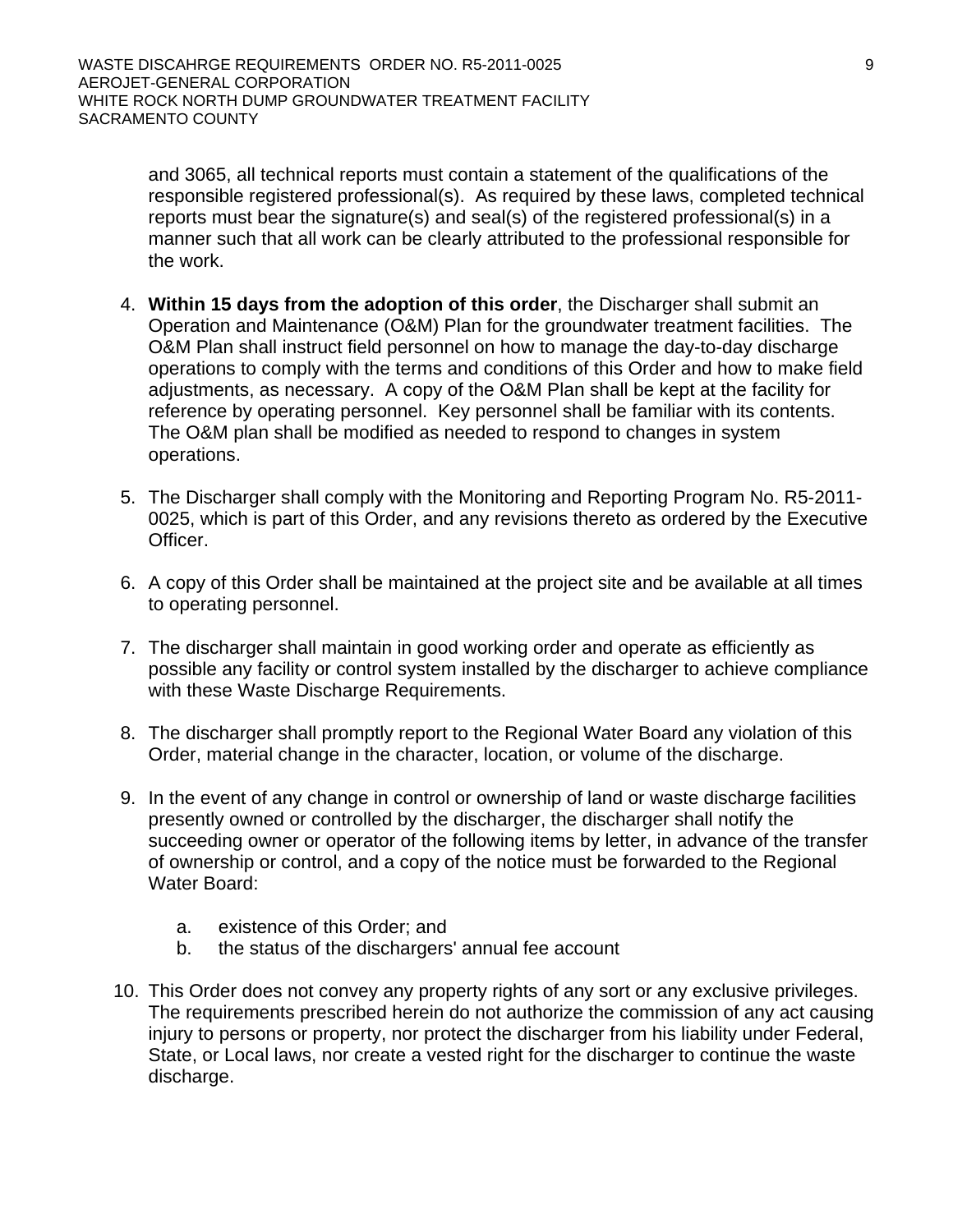and 3065, all technical reports must contain a statement of the qualifications of the responsible registered professional(s). As required by these laws, completed technical reports must bear the signature(s) and seal(s) of the registered professional(s) in a manner such that all work can be clearly attributed to the professional responsible for the work.

4. **Within 15 days from the adoption of this order**, the Discharger shall submit an Operation and Maintenance (O&M) Plan for the groundwater treatment facilities. The O&M Plan shall instruct field personnel on how to manage the day-to-day discharge operations to comply with the terms and conditions of this Order and how to make field adjustments, as necessary. A copy of the O&M Plan shall be kept at the facility for reference by operating personnel. Key personnel shall be familiar with its contents. The O&M plan shall be modified as needed to respond to changes in system operations.

5. The Discharger shall comply with the Monitoring and Reporting Program No. R5-2011-0025, which is part of this Order, and any revisions thereto as ordered by the Executive Officer.

6. A copy of this Order shall be maintained at the project site and be available at all times to operating personnel.

7. The discharger shall maintain in good working order and operate as efficiently as possible any facility or control system installed by the discharger to achieve compliance with these Waste Discharge Requirements.

8. The discharger shall promptly report to the Regional Water Board any violation of this Order, material change in the character, location, or volume of the discharge.

9. In the event of any change in control or ownership of land or waste discharge facilities presently owned or controlled by the discharger, the discharger shall notify the succeeding owner or operator of the following items by letter, in advance of the transfer of ownership or control, and a copy of the notice must be forwarded to the Regional Water Board:

   a. existence of this Order; and
   b. the status of the dischargers' annual fee account

10. This Order does not convey any property rights of any sort or any exclusive privileges. The requirements prescribed herein do not authorize the commission of any act causing injury to persons or property, nor protect the discharger from his liability under Federal, State, or Local laws, nor create a vested right for the discharger to continue the waste discharge.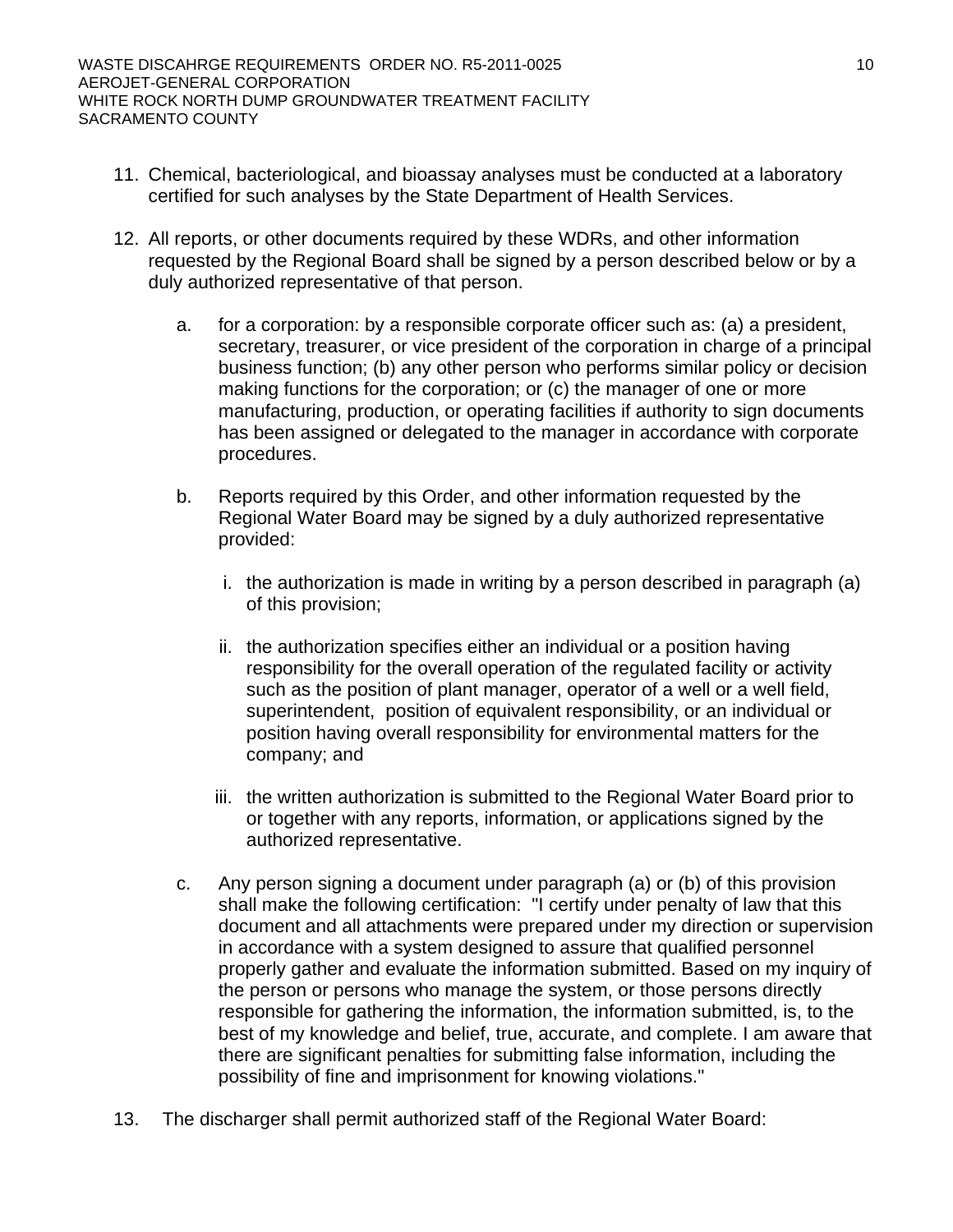11. Chemical, bacteriological, and bioassay analyses must be conducted at a laboratory certified for such analyses by the State Department of Health Services.

12. All reports, or other documents required by these WDRs, and other information requested by the Regional Board shall be signed by a person described below or by a duly authorized representative of that person.

    a. for a corporation: by a responsible corporate officer such as: (a) a president, secretary, treasurer, or vice president of the corporation in charge of a principal business function; (b) any other person who performs similar policy or decision making functions for the corporation; or (c) the manager of one or more manufacturing, production, or operating facilities if authority to sign documents has been assigned or delegated to the manager in accordance with corporate procedures.

    b. Reports required by this Order, and other information requested by the Regional Water Board may be signed by a duly authorized representative provided:

        i. the authorization is made in writing by a person described in paragraph (a) of this provision;

        ii. the authorization specifies either an individual or a position having responsibility for the overall operation of the regulated facility or activity such as the position of plant manager, operator of a well or a well field, superintendent, position of equivalent responsibility, or an individual or position having overall responsibility for environmental matters for the company; and

        iii. the written authorization is submitted to the Regional Water Board prior to or together with any reports, information, or applications signed by the authorized representative.

    c. Any person signing a document under paragraph (a) or (b) of this provision shall make the following certification: "I certify under penalty of law that this document and all attachments were prepared under my direction or supervision in accordance with a system designed to assure that qualified personnel properly gather and evaluate the information submitted. Based on my inquiry of the person or persons who manage the system, or those persons directly responsible for gathering the information, the information submitted, is, to the best of my knowledge and belief, true, accurate, and complete. I am aware that there are significant penalties for submitting false information, including the possibility of fine and imprisonment for knowing violations."

13. The discharger shall permit authorized staff of the Regional Water Board: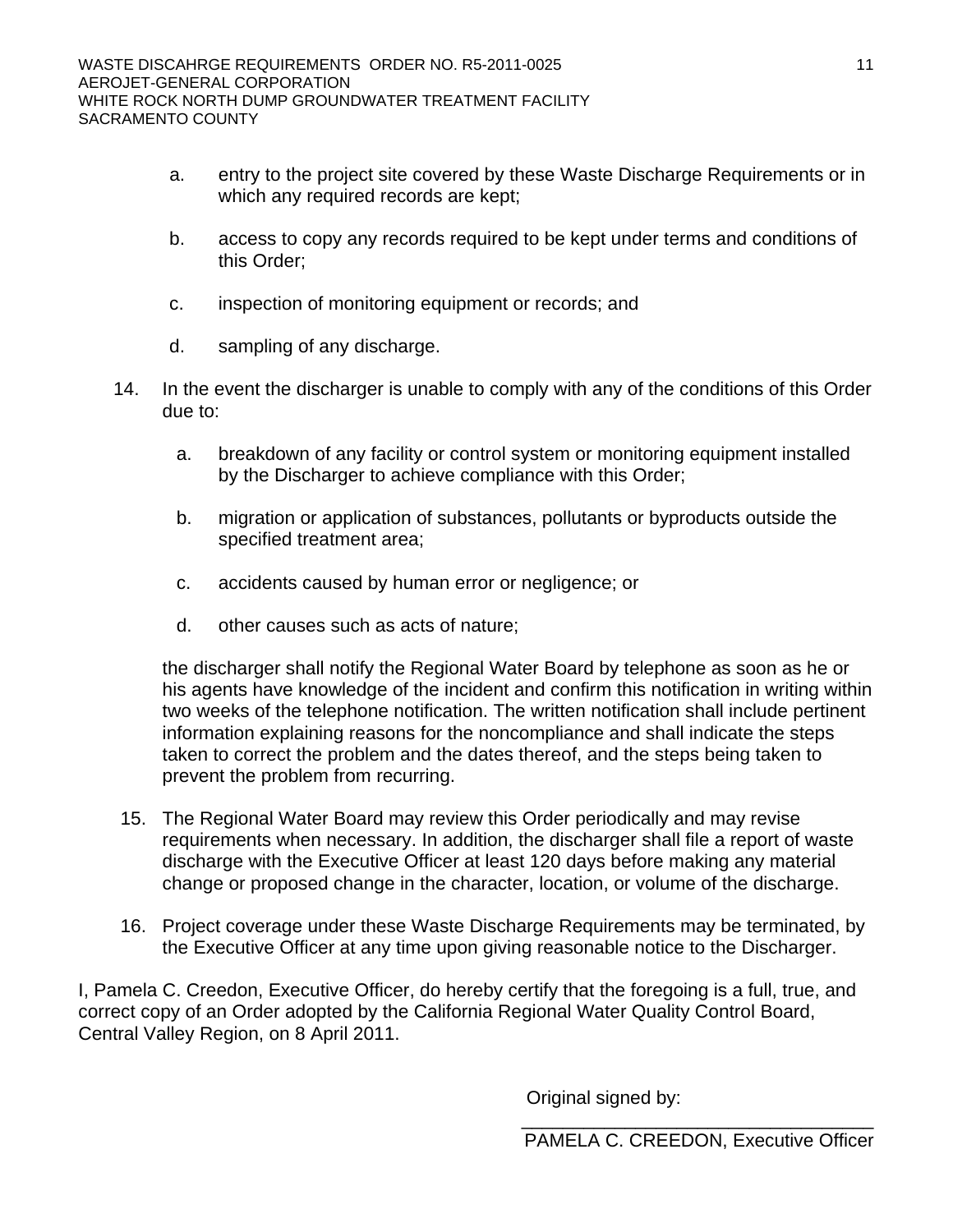a. entry to the project site covered by these Waste Discharge Requirements or in which any required records are kept;

b. access to copy any records required to be kept under terms and conditions of this Order;

c. inspection of monitoring equipment or records; and

d. sampling of any discharge.

14. In the event the discharger is unable to comply with any of the conditions of this Order due to:

    a. breakdown of any facility or control system or monitoring equipment installed by the Discharger to achieve compliance with this Order;

    b. migration or application of substances, pollutants or byproducts outside the specified treatment area;

    c. accidents caused by human error or negligence; or

    d. other causes such as acts of nature;

    the discharger shall notify the Regional Water Board by telephone as soon as he or his agents have knowledge of the incident and confirm this notification in writing within two weeks of the telephone notification. The written notification shall include pertinent information explaining reasons for the noncompliance and shall indicate the steps taken to correct the problem and the dates thereof, and the steps being taken to prevent the problem from recurring.

15. The Regional Water Board may review this Order periodically and may revise requirements when necessary. In addition, the discharger shall file a report of waste discharge with the Executive Officer at least 120 days before making any material change or proposed change in the character, location, or volume of the discharge.

16. Project coverage under these Waste Discharge Requirements may be terminated, by the Executive Officer at any time upon giving reasonable notice to the Discharger.

I, Pamela C. Creedon, Executive Officer, do hereby certify that the foregoing is a full, true, and correct copy of an Order adopted by the California Regional Water Quality Control Board, Central Valley Region, on 8 April 2011.

Original signed by:

\_\_\_\_\_\_\_\_\_\_\_\_\_\_\_\_\_\_\_\_\_\_\_\_\_\_\_\_\_\_\_\_\_\_\_\_

PAMELA C. CREEDON, Executive Officer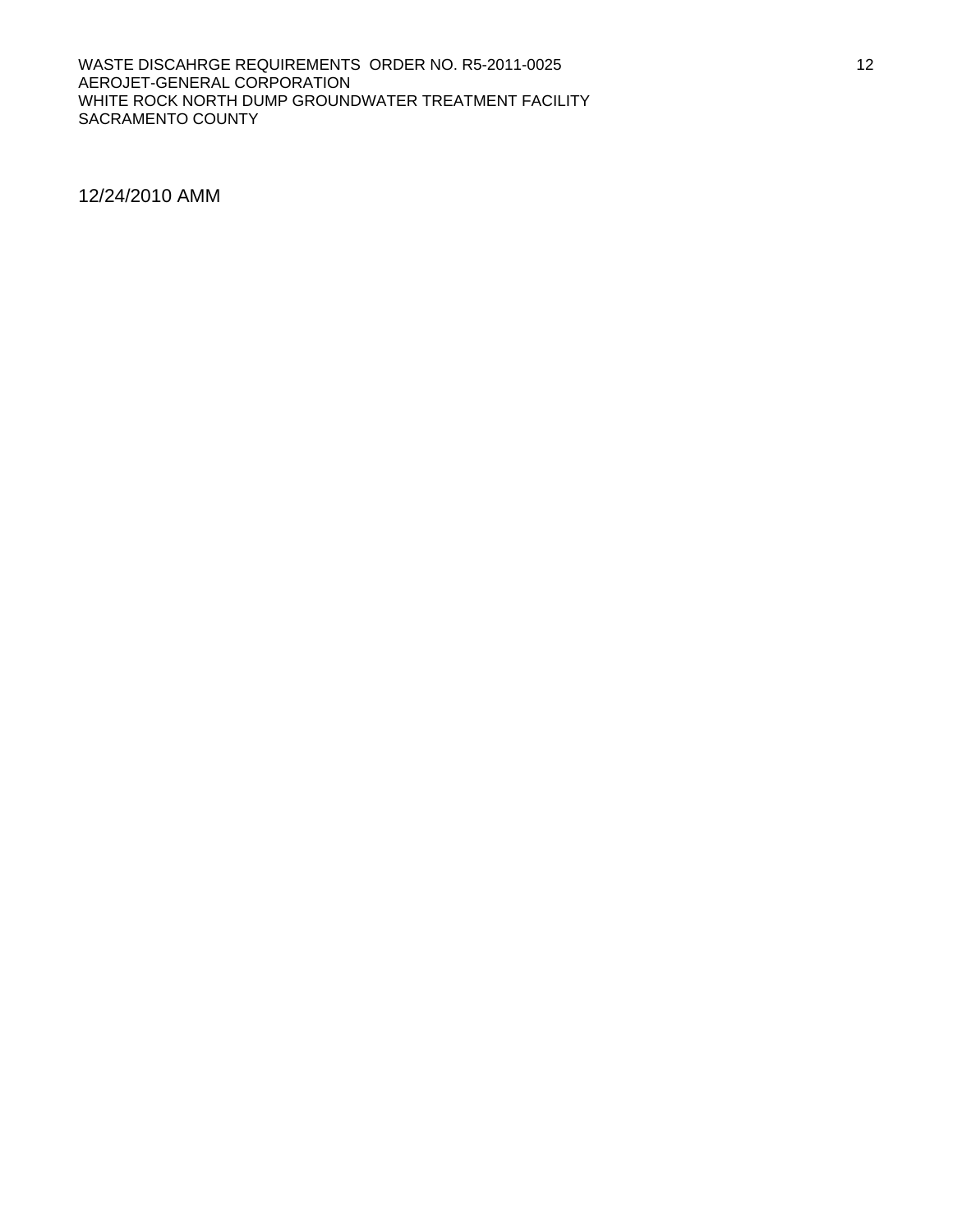12/24/2010 AMM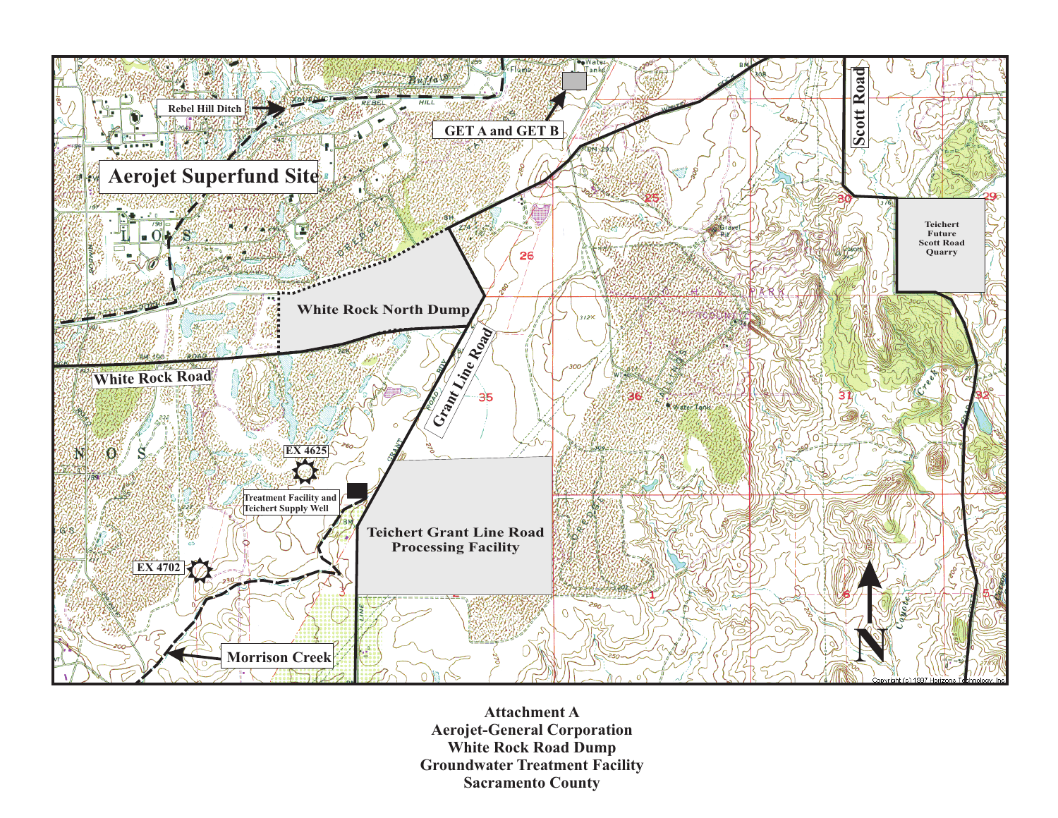Attachment A
Aerojet-General Corporation
White Rock Road Dump
Groundwater Treatment Facility
Sacramento County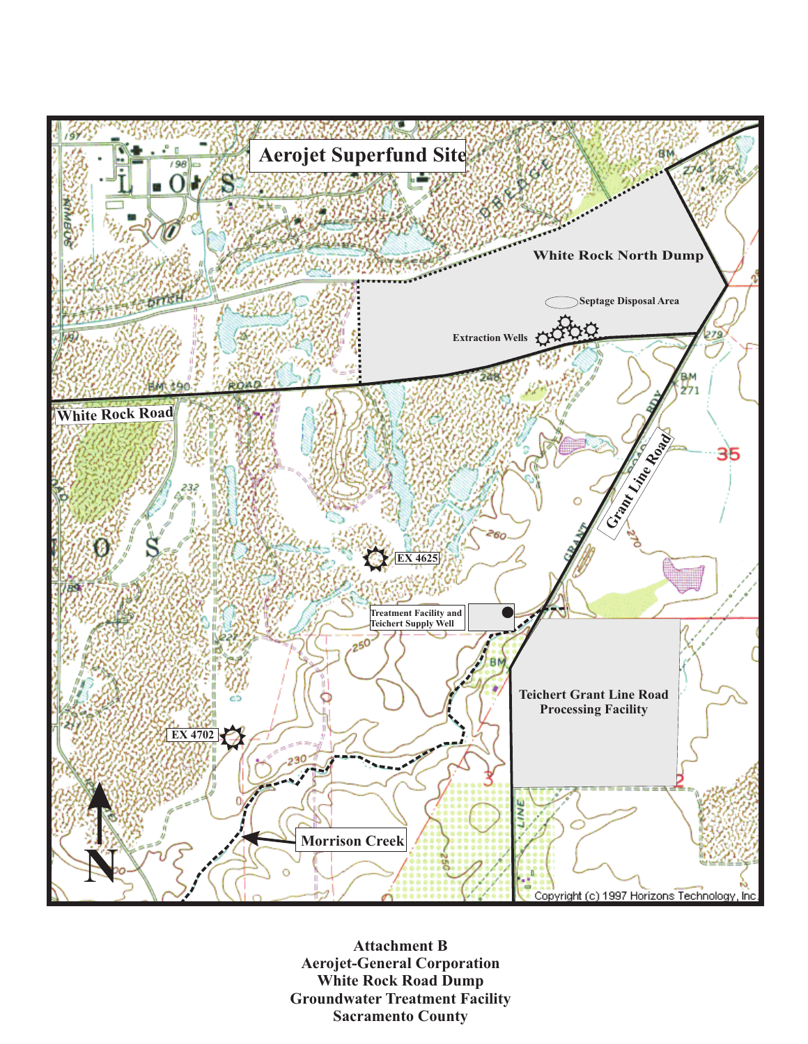Aerojet Superfund Site

White Rock North Dump

Septage Disposal Area

Extraction Wells

White Rock Road

Grant Line Road

EX 4625

Treatment Facility and Teichert Supply Well

Teichert Grant Line Road Processing Facility

EX 4702

Morrison Creek

N

Copyright (c) 1997 Horizons Technology, Inc.

**Attachment B**
**Aerojet-General Corporation**
**White Rock Road Dump**
**Groundwater Treatment Facility**
**Sacramento County**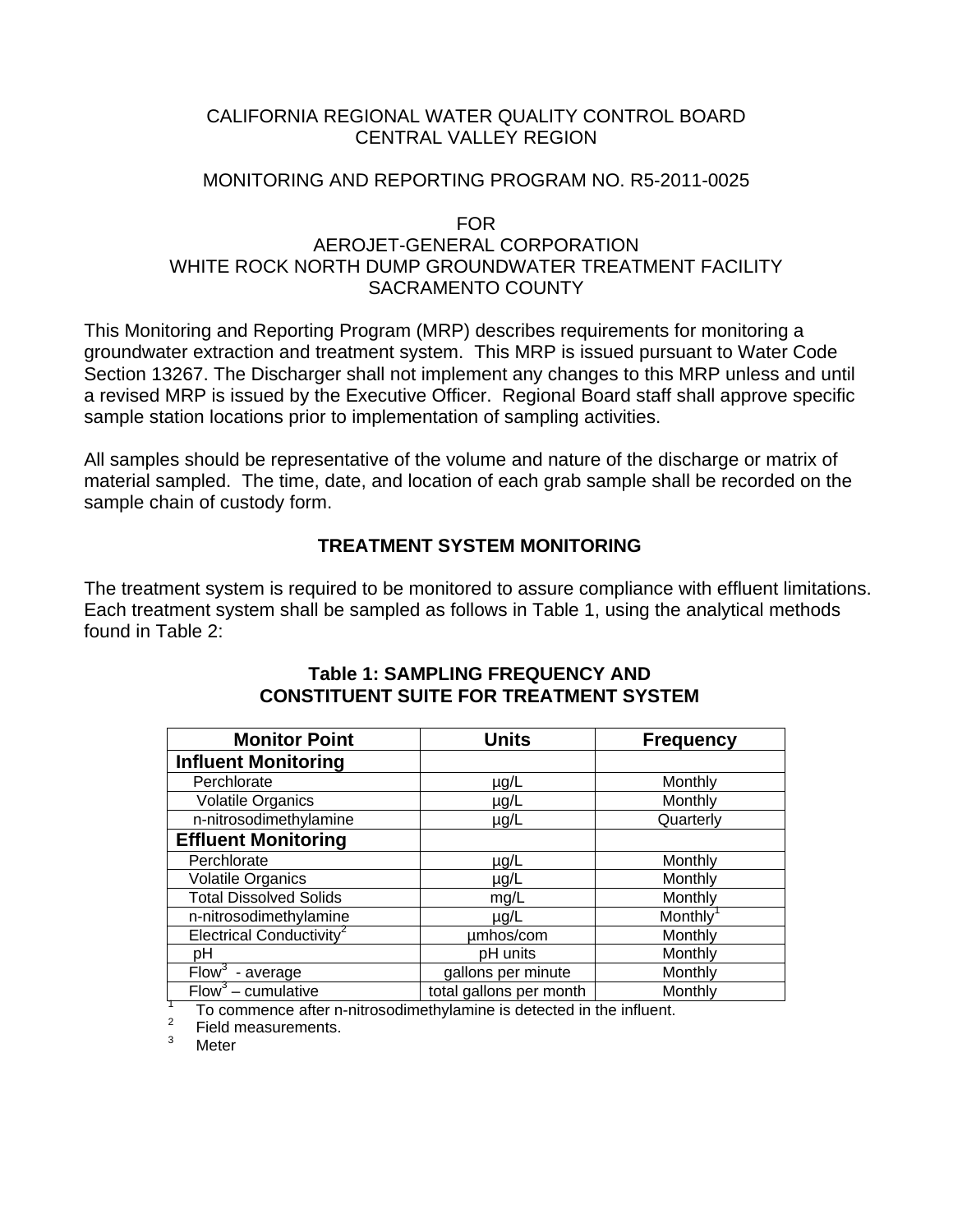CALIFORNIA REGIONAL WATER QUALITY CONTROL BOARD
CENTRAL VALLEY REGION

MONITORING AND REPORTING PROGRAM NO. R5-2011-0025

FOR
AEROJET-GENERAL CORPORATION
WHITE ROCK NORTH DUMP GROUNDWATER TREATMENT FACILITY
SACRAMENTO COUNTY

This Monitoring and Reporting Program (MRP) describes requirements for monitoring a groundwater extraction and treatment system. This MRP is issued pursuant to Water Code Section 13267. The Discharger shall not implement any changes to this MRP unless and until a revised MRP is issued by the Executive Officer. Regional Board staff shall approve specific sample station locations prior to implementation of sampling activities.

All samples should be representative of the volume and nature of the discharge or matrix of material sampled. The time, date, and location of each grab sample shall be recorded on the sample chain of custody form.

## TREATMENT SYSTEM MONITORING

The treatment system is required to be monitored to assure compliance with effluent limitations. Each treatment system shall be sampled as follows in Table 1, using the analytical methods found in Table 2:

**Table 1: SAMPLING FREQUENCY AND CONSTITUENT SUITE FOR TREATMENT SYSTEM**

| Monitor Point | Units | Frequency |
|---|---|---|
| **Influent Monitoring** | | |
| Perchlorate | µg/L | Monthly |
| Volatile Organics | µg/L | Monthly |
| n-nitrosodimethylamine | µg/L | Quarterly |
| **Effluent Monitoring** | | |
| Perchlorate | µg/L | Monthly |
| Volatile Organics | µg/L | Monthly |
| Total Dissolved Solids | mg/L | Monthly |
| n-nitrosodimethylamine | µg/L | Monthly[1] |
| Electrical Conductivity[2] | µmhos/com | Monthly |
| pH | pH units | Monthly |
| Flow[3] - average | gallons per minute | Monthly |
| Flow[3] – cumulative | total gallons per month | Monthly |

[1] To commence after n-nitrosodimethylamine is detected in the influent.
[2] Field measurements.
[3] Meter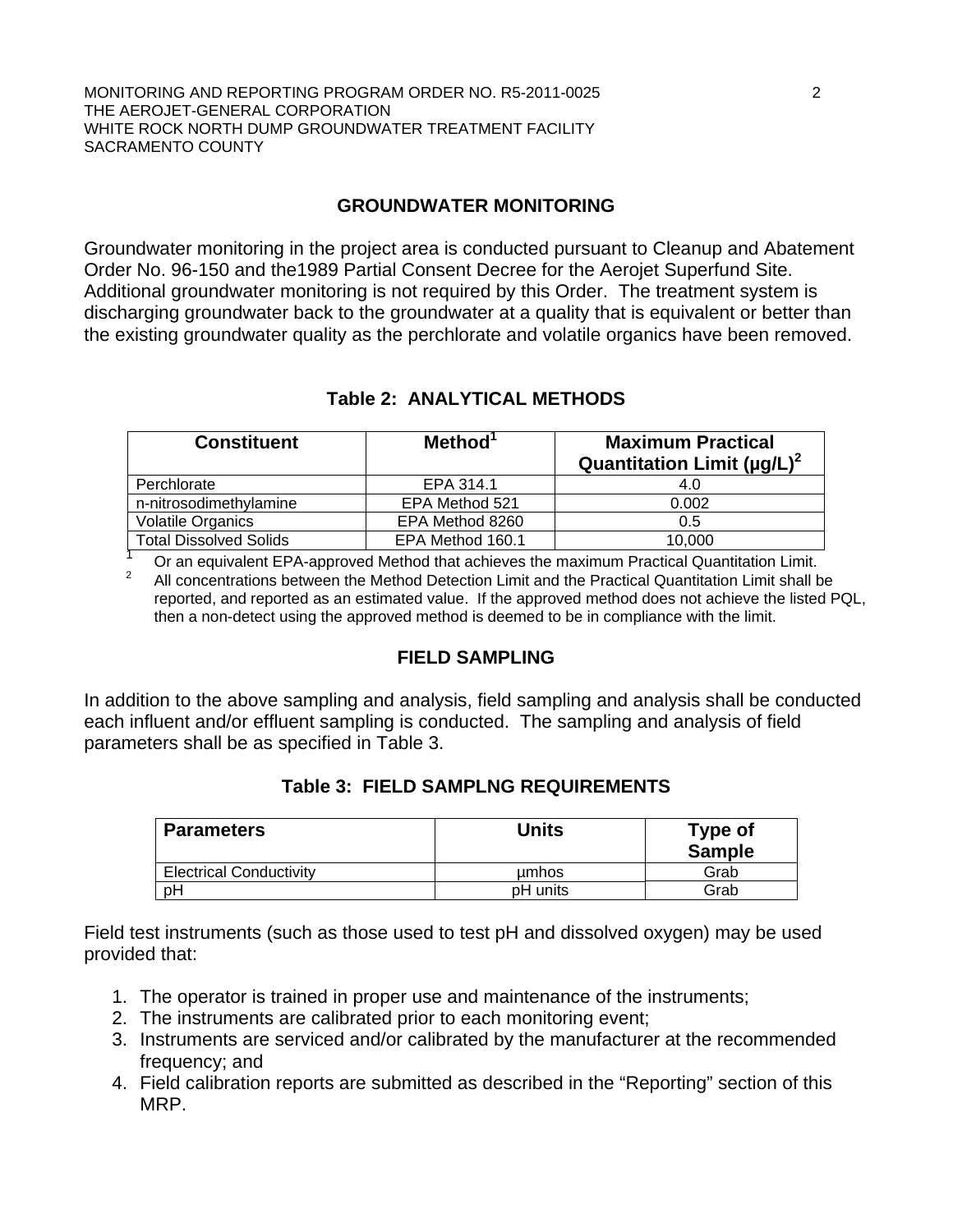## GROUNDWATER MONITORING

Groundwater monitoring in the project area is conducted pursuant to Cleanup and Abatement Order No. 96-150 and the1989 Partial Consent Decree for the Aerojet Superfund Site. Additional groundwater monitoring is not required by this Order. The treatment system is discharging groundwater back to the groundwater at a quality that is equivalent or better than the existing groundwater quality as the perchlorate and volatile organics have been removed.

### Table 2: ANALYTICAL METHODS

| Constituent | Method[1] | Maximum Practical Quantitation Limit (µg/L)[2] |
|---|---|---|
| Perchlorate | EPA 314.1 | 4.0 |
| n-nitrosodimethylamine | EPA Method 521 | 0.002 |
| Volatile Organics | EPA Method 8260 | 0.5 |
| Total Dissolved Solids | EPA Method 160.1 | 10,000 |

[1] Or an equivalent EPA-approved Method that achieves the maximum Practical Quantitation Limit.
[2] All concentrations between the Method Detection Limit and the Practical Quantitation Limit shall be reported, and reported as an estimated value. If the approved method does not achieve the listed PQL, then a non-detect using the approved method is deemed to be in compliance with the limit.

## FIELD SAMPLING

In addition to the above sampling and analysis, field sampling and analysis shall be conducted each influent and/or effluent sampling is conducted. The sampling and analysis of field parameters shall be as specified in Table 3.

### Table 3: FIELD SAMPLNG REQUIREMENTS

| Parameters | Units | Type of Sample |
|---|---|---|
| Electrical Conductivity | µmhos | Grab |
| pH | pH units | Grab |

Field test instruments (such as those used to test pH and dissolved oxygen) may be used provided that:

1. The operator is trained in proper use and maintenance of the instruments;
2. The instruments are calibrated prior to each monitoring event;
3. Instruments are serviced and/or calibrated by the manufacturer at the recommended frequency; and
4. Field calibration reports are submitted as described in the “Reporting” section of this MRP.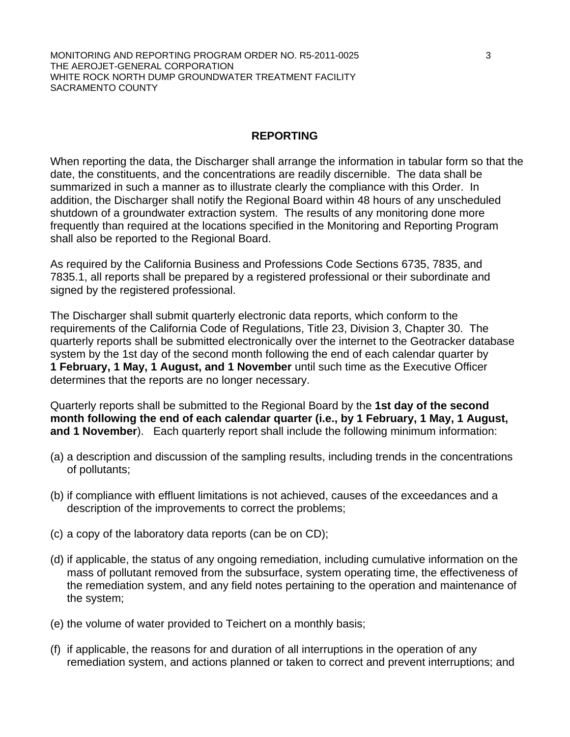## REPORTING

When reporting the data, the Discharger shall arrange the information in tabular form so that the date, the constituents, and the concentrations are readily discernible. The data shall be summarized in such a manner as to illustrate clearly the compliance with this Order. In addition, the Discharger shall notify the Regional Board within 48 hours of any unscheduled shutdown of a groundwater extraction system. The results of any monitoring done more frequently than required at the locations specified in the Monitoring and Reporting Program shall also be reported to the Regional Board.

As required by the California Business and Professions Code Sections 6735, 7835, and 7835.1, all reports shall be prepared by a registered professional or their subordinate and signed by the registered professional.

The Discharger shall submit quarterly electronic data reports, which conform to the requirements of the California Code of Regulations, Title 23, Division 3, Chapter 30. The quarterly reports shall be submitted electronically over the internet to the Geotracker database system by the 1st day of the second month following the end of each calendar quarter by **1 February, 1 May, 1 August, and 1 November** until such time as the Executive Officer determines that the reports are no longer necessary.

Quarterly reports shall be submitted to the Regional Board by the **1st day of the second month following the end of each calendar quarter (i.e., by 1 February, 1 May, 1 August, and 1 November**). Each quarterly report shall include the following minimum information:

(a) a description and discussion of the sampling results, including trends in the concentrations of pollutants;

(b) if compliance with effluent limitations is not achieved, causes of the exceedances and a description of the improvements to correct the problems;

(c) a copy of the laboratory data reports (can be on CD);

(d) if applicable, the status of any ongoing remediation, including cumulative information on the mass of pollutant removed from the subsurface, system operating time, the effectiveness of the remediation system, and any field notes pertaining to the operation and maintenance of the system;

(e) the volume of water provided to Teichert on a monthly basis;

(f) if applicable, the reasons for and duration of all interruptions in the operation of any remediation system, and actions planned or taken to correct and prevent interruptions; and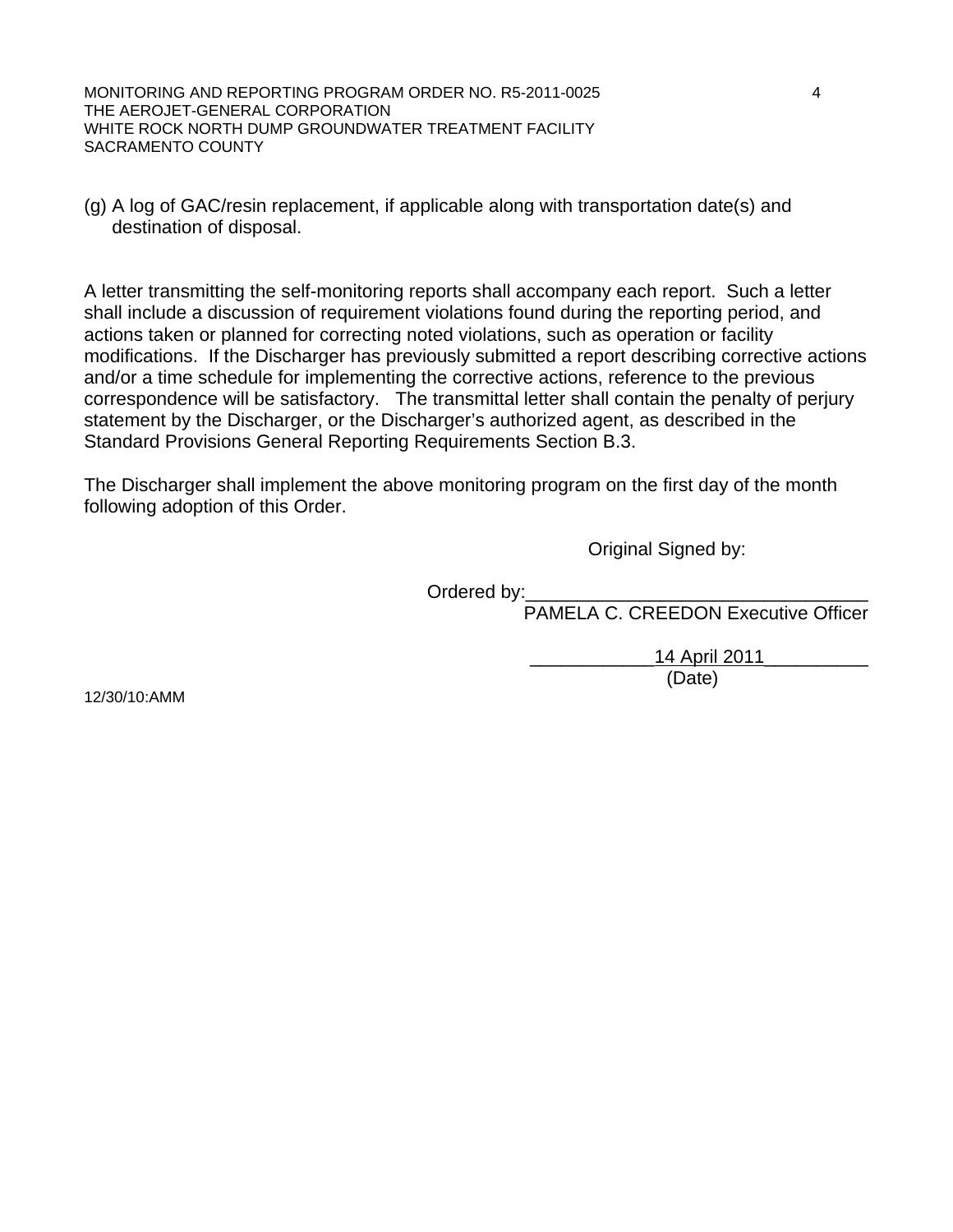(g) A log of GAC/resin replacement, if applicable along with transportation date(s) and destination of disposal.

A letter transmitting the self-monitoring reports shall accompany each report. Such a letter shall include a discussion of requirement violations found during the reporting period, and actions taken or planned for correcting noted violations, such as operation or facility modifications. If the Discharger has previously submitted a report describing corrective actions and/or a time schedule for implementing the corrective actions, reference to the previous correspondence will be satisfactory. The transmittal letter shall contain the penalty of perjury statement by the Discharger, or the Discharger's authorized agent, as described in the Standard Provisions General Reporting Requirements Section B.3.

The Discharger shall implement the above monitoring program on the first day of the month following adoption of this Order.

Original Signed by:

Ordered by:________________________________
PAMELA C. CREEDON Executive Officer

____________14 April 2011__________
(Date)

12/30/10:AMM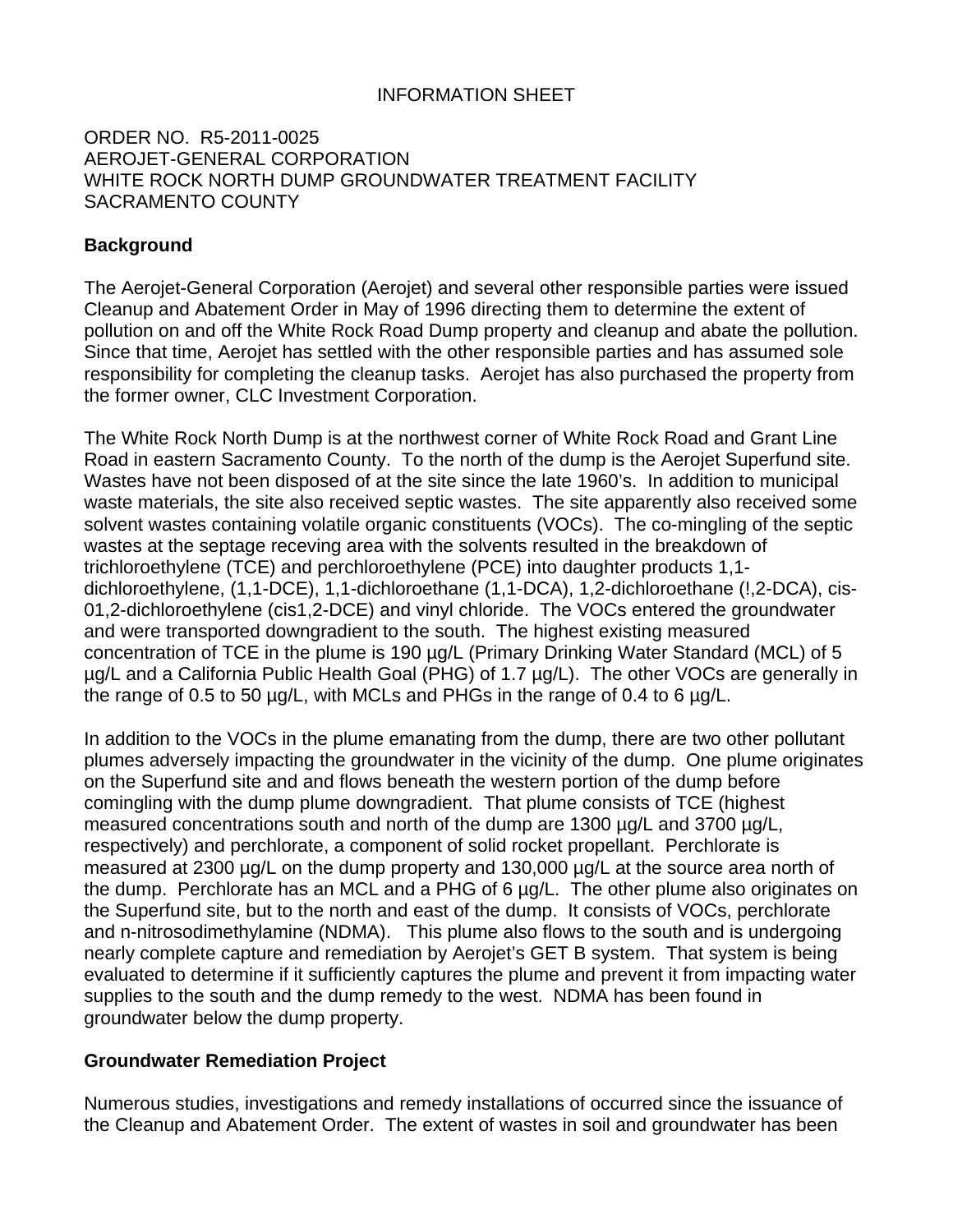INFORMATION SHEET

ORDER NO. R5-2011-0025
AEROJET-GENERAL CORPORATION
WHITE ROCK NORTH DUMP GROUNDWATER TREATMENT FACILITY
SACRAMENTO COUNTY

**Background**

The Aerojet-General Corporation (Aerojet) and several other responsible parties were issued Cleanup and Abatement Order in May of 1996 directing them to determine the extent of pollution on and off the White Rock Road Dump property and cleanup and abate the pollution. Since that time, Aerojet has settled with the other responsible parties and has assumed sole responsibility for completing the cleanup tasks. Aerojet has also purchased the property from the former owner, CLC Investment Corporation.

The White Rock North Dump is at the northwest corner of White Rock Road and Grant Line Road in eastern Sacramento County. To the north of the dump is the Aerojet Superfund site. Wastes have not been disposed of at the site since the late 1960's. In addition to municipal waste materials, the site also received septic wastes. The site apparently also received some solvent wastes containing volatile organic constituents (VOCs). The co-mingling of the septic wastes at the septage receving area with the solvents resulted in the breakdown of trichloroethylene (TCE) and perchloroethylene (PCE) into daughter products 1,1-dichloroethylene, (1,1-DCE), 1,1-dichloroethane (1,1-DCA), 1,2-dichloroethane (!,2-DCA), cis-01,2-dichloroethylene (cis1,2-DCE) and vinyl chloride. The VOCs entered the groundwater and were transported downgradient to the south. The highest existing measured concentration of TCE in the plume is 190 µg/L (Primary Drinking Water Standard (MCL) of 5 µg/L and a California Public Health Goal (PHG) of 1.7 µg/L). The other VOCs are generally in the range of 0.5 to 50 µg/L, with MCLs and PHGs in the range of 0.4 to 6 µg/L.

In addition to the VOCs in the plume emanating from the dump, there are two other pollutant plumes adversely impacting the groundwater in the vicinity of the dump. One plume originates on the Superfund site and and flows beneath the western portion of the dump before comingling with the dump plume downgradient. That plume consists of TCE (highest measured concentrations south and north of the dump are 1300 µg/L and 3700 µg/L, respectively) and perchlorate, a component of solid rocket propellant. Perchlorate is measured at 2300 µg/L on the dump property and 130,000 µg/L at the source area north of the dump. Perchlorate has an MCL and a PHG of 6 µg/L. The other plume also originates on the Superfund site, but to the north and east of the dump. It consists of VOCs, perchlorate and n-nitrosodimethylamine (NDMA). This plume also flows to the south and is undergoing nearly complete capture and remediation by Aerojet's GET B system. That system is being evaluated to determine if it sufficiently captures the plume and prevent it from impacting water supplies to the south and the dump remedy to the west. NDMA has been found in groundwater below the dump property.

**Groundwater Remediation Project**

Numerous studies, investigations and remedy installations of occurred since the issuance of the Cleanup and Abatement Order. The extent of wastes in soil and groundwater has been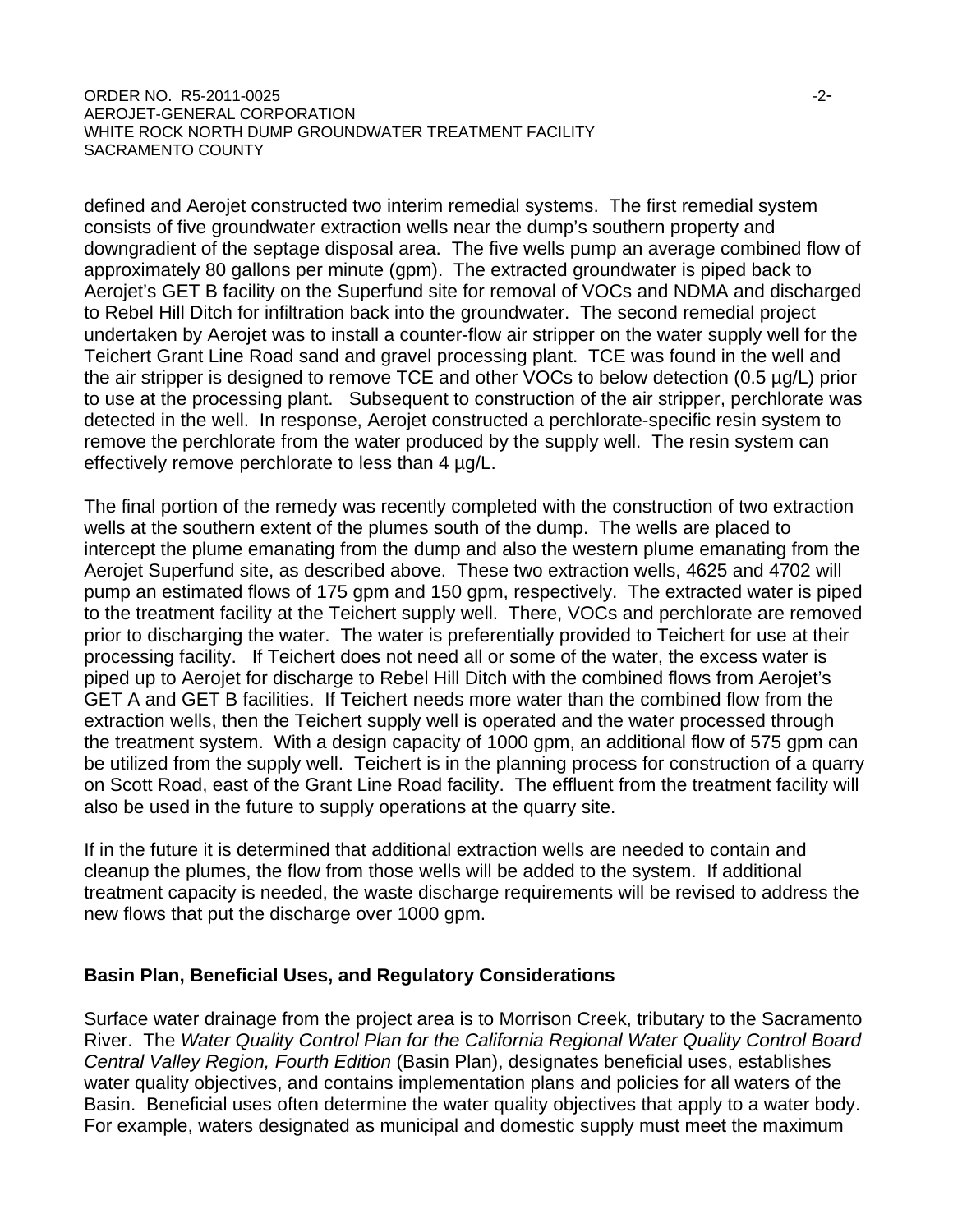defined and Aerojet constructed two interim remedial systems. The first remedial system consists of five groundwater extraction wells near the dump's southern property and downgradient of the septage disposal area. The five wells pump an average combined flow of approximately 80 gallons per minute (gpm). The extracted groundwater is piped back to Aerojet's GET B facility on the Superfund site for removal of VOCs and NDMA and discharged to Rebel Hill Ditch for infiltration back into the groundwater. The second remedial project undertaken by Aerojet was to install a counter-flow air stripper on the water supply well for the Teichert Grant Line Road sand and gravel processing plant. TCE was found in the well and the air stripper is designed to remove TCE and other VOCs to below detection (0.5 µg/L) prior to use at the processing plant. Subsequent to construction of the air stripper, perchlorate was detected in the well. In response, Aerojet constructed a perchlorate-specific resin system to remove the perchlorate from the water produced by the supply well. The resin system can effectively remove perchlorate to less than 4 µg/L.

The final portion of the remedy was recently completed with the construction of two extraction wells at the southern extent of the plumes south of the dump. The wells are placed to intercept the plume emanating from the dump and also the western plume emanating from the Aerojet Superfund site, as described above. These two extraction wells, 4625 and 4702 will pump an estimated flows of 175 gpm and 150 gpm, respectively. The extracted water is piped to the treatment facility at the Teichert supply well. There, VOCs and perchlorate are removed prior to discharging the water. The water is preferentially provided to Teichert for use at their processing facility. If Teichert does not need all or some of the water, the excess water is piped up to Aerojet for discharge to Rebel Hill Ditch with the combined flows from Aerojet's GET A and GET B facilities. If Teichert needs more water than the combined flow from the extraction wells, then the Teichert supply well is operated and the water processed through the treatment system. With a design capacity of 1000 gpm, an additional flow of 575 gpm can be utilized from the supply well. Teichert is in the planning process for construction of a quarry on Scott Road, east of the Grant Line Road facility. The effluent from the treatment facility will also be used in the future to supply operations at the quarry site.

If in the future it is determined that additional extraction wells are needed to contain and cleanup the plumes, the flow from those wells will be added to the system. If additional treatment capacity is needed, the waste discharge requirements will be revised to address the new flows that put the discharge over 1000 gpm.

## Basin Plan, Beneficial Uses, and Regulatory Considerations

Surface water drainage from the project area is to Morrison Creek, tributary to the Sacramento River. The *Water Quality Control Plan for the California Regional Water Quality Control Board Central Valley Region, Fourth Edition* (Basin Plan), designates beneficial uses, establishes water quality objectives, and contains implementation plans and policies for all waters of the Basin. Beneficial uses often determine the water quality objectives that apply to a water body. For example, waters designated as municipal and domestic supply must meet the maximum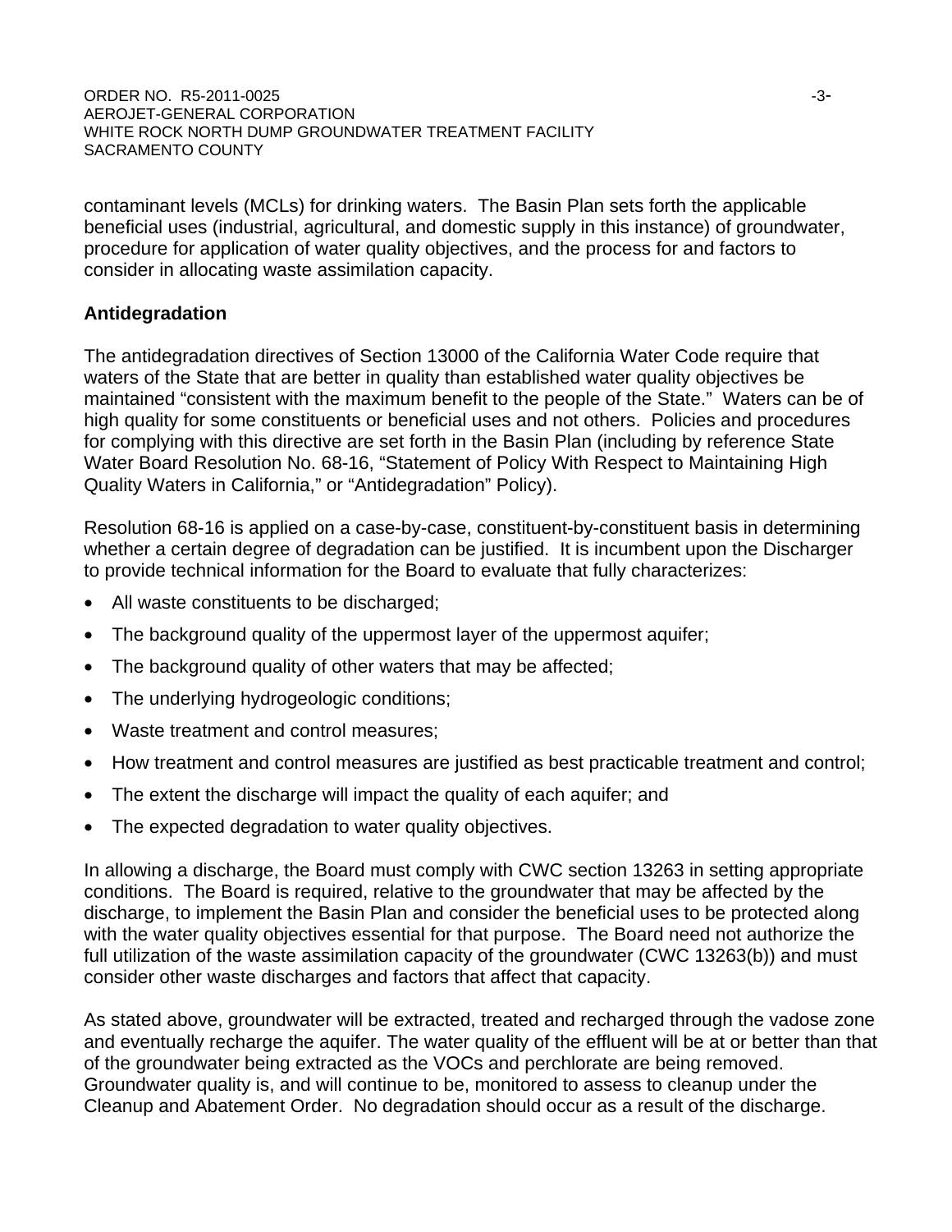contaminant levels (MCLs) for drinking waters. The Basin Plan sets forth the applicable beneficial uses (industrial, agricultural, and domestic supply in this instance) of groundwater, procedure for application of water quality objectives, and the process for and factors to consider in allocating waste assimilation capacity.

**Antidegradation**

The antidegradation directives of Section 13000 of the California Water Code require that waters of the State that are better in quality than established water quality objectives be maintained "consistent with the maximum benefit to the people of the State." Waters can be of high quality for some constituents or beneficial uses and not others. Policies and procedures for complying with this directive are set forth in the Basin Plan (including by reference State Water Board Resolution No. 68-16, "Statement of Policy With Respect to Maintaining High Quality Waters in California," or "Antidegradation" Policy).

Resolution 68-16 is applied on a case-by-case, constituent-by-constituent basis in determining whether a certain degree of degradation can be justified. It is incumbent upon the Discharger to provide technical information for the Board to evaluate that fully characterizes:

- All waste constituents to be discharged;
- The background quality of the uppermost layer of the uppermost aquifer;
- The background quality of other waters that may be affected;
- The underlying hydrogeologic conditions;
- Waste treatment and control measures;
- How treatment and control measures are justified as best practicable treatment and control;
- The extent the discharge will impact the quality of each aquifer; and
- The expected degradation to water quality objectives.

In allowing a discharge, the Board must comply with CWC section 13263 in setting appropriate conditions. The Board is required, relative to the groundwater that may be affected by the discharge, to implement the Basin Plan and consider the beneficial uses to be protected along with the water quality objectives essential for that purpose. The Board need not authorize the full utilization of the waste assimilation capacity of the groundwater (CWC 13263(b)) and must consider other waste discharges and factors that affect that capacity.

As stated above, groundwater will be extracted, treated and recharged through the vadose zone and eventually recharge the aquifer. The water quality of the effluent will be at or better than that of the groundwater being extracted as the VOCs and perchlorate are being removed. Groundwater quality is, and will continue to be, monitored to assess to cleanup under the Cleanup and Abatement Order. No degradation should occur as a result of the discharge.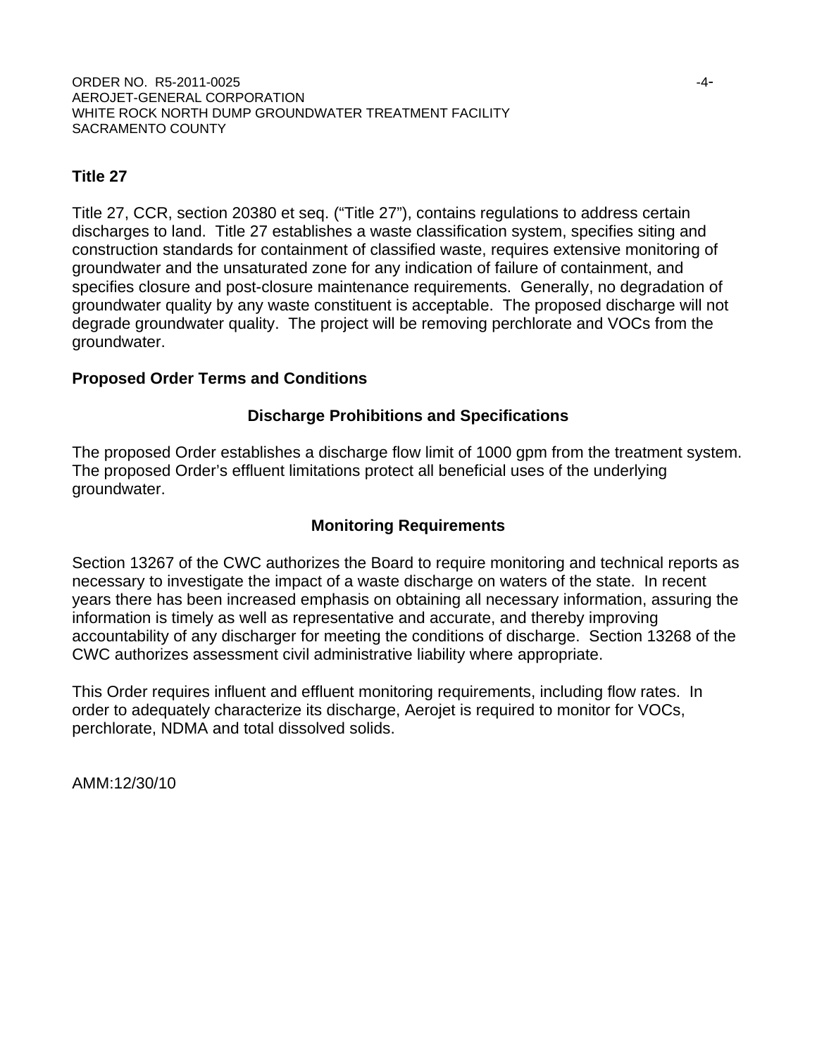**Title 27**

Title 27, CCR, section 20380 et seq. ("Title 27"), contains regulations to address certain discharges to land. Title 27 establishes a waste classification system, specifies siting and construction standards for containment of classified waste, requires extensive monitoring of groundwater and the unsaturated zone for any indication of failure of containment, and specifies closure and post-closure maintenance requirements. Generally, no degradation of groundwater quality by any waste constituent is acceptable. The proposed discharge will not degrade groundwater quality. The project will be removing perchlorate and VOCs from the groundwater.

**Proposed Order Terms and Conditions**

**Discharge Prohibitions and Specifications**

The proposed Order establishes a discharge flow limit of 1000 gpm from the treatment system. The proposed Order's effluent limitations protect all beneficial uses of the underlying groundwater.

**Monitoring Requirements**

Section 13267 of the CWC authorizes the Board to require monitoring and technical reports as necessary to investigate the impact of a waste discharge on waters of the state. In recent years there has been increased emphasis on obtaining all necessary information, assuring the information is timely as well as representative and accurate, and thereby improving accountability of any discharger for meeting the conditions of discharge. Section 13268 of the CWC authorizes assessment civil administrative liability where appropriate.

This Order requires influent and effluent monitoring requirements, including flow rates. In order to adequately characterize its discharge, Aerojet is required to monitor for VOCs, perchlorate, NDMA and total dissolved solids.

AMM:12/30/10